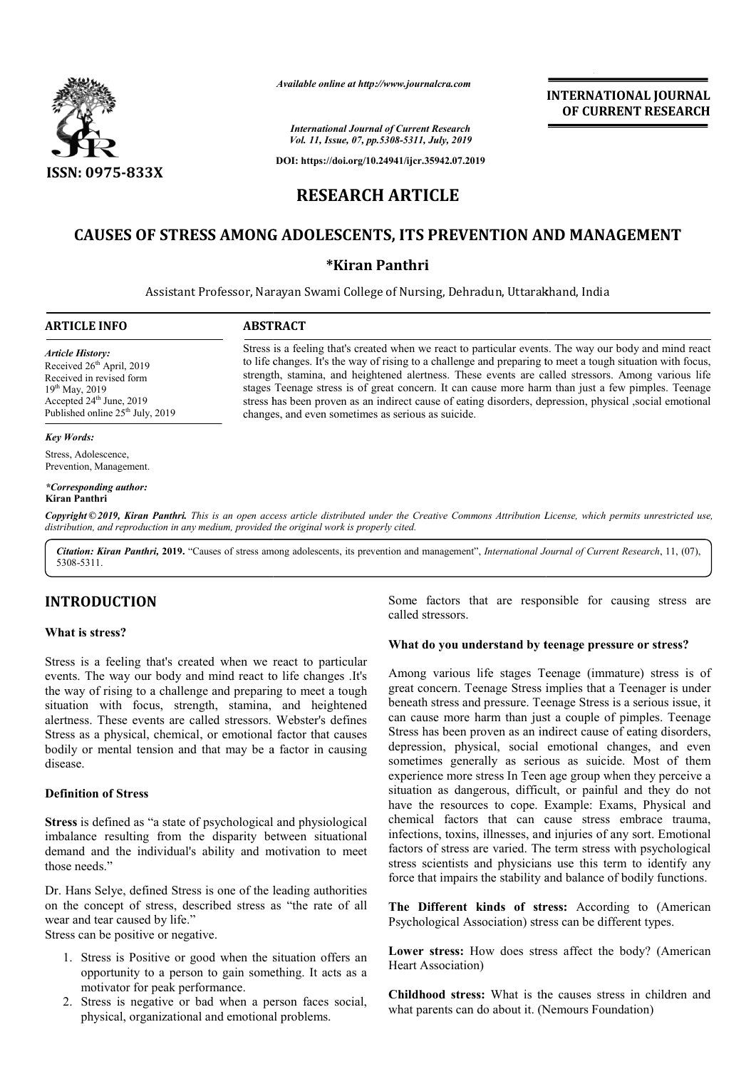*Available online at http://www.journalcra.com*

*International Journal of Current Research*
*Vol. 11, Issue, 07, pp.5308-5311, July, 2019*

**DOI: https://doi.org/10.24941/ijcr.35942.07.2019**

**INTERNATIONAL JOURNAL OF CURRENT RESEARCH**

**ISSN: 0975-833X**

# RESEARCH ARTICLE

# CAUSES OF STRESS AMONG ADOLESCENTS, ITS PREVENTION AND MANAGEMENT

**\*Kiran Panthri**

Assistant Professor, Narayan Swami College of Nursing, Dehradun, Uttarakhand, India

**ARTICLE INFO**

*Article History:*
Received 26th April, 2019
Received in revised form
19th May, 2019
Accepted 24th June, 2019
Published online 25th July, 2019

*Key Words:*
Stress, Adolescence, Prevention, Management.

*\*Corresponding author:*
**Kiran Panthri**

**ABSTRACT**

Stress is a feeling that's created when we react to particular events. The way our body and mind react to life changes. It's the way of rising to a challenge and preparing to meet a tough situation with focus, strength, stamina, and heightened alertness. These events are called stressors. Among various life stages Teenage stress is of great concern. It can cause more harm than just a few pimples. Teenage stress has been proven as an indirect cause of eating disorders, depression, physical ,social emotional changes, and even sometimes as serious as suicide.

***Copyright © 2019, Kiran Panthri.*** *This is an open access article distributed under the Creative Commons Attribution License, which permits unrestricted use, distribution, and reproduction in any medium, provided the original work is properly cited.*

***Citation: Kiran Panthri,* 2019.** "Causes of stress among adolescents, its prevention and management", *International Journal of Current Research*, 11, (07), 5308-5311.

## INTRODUCTION

### What is stress?

Stress is a feeling that's created when we react to particular events. The way our body and mind react to life changes .It's the way of rising to a challenge and preparing to meet a tough situation with focus, strength, stamina, and heightened alertness. These events are called stressors. Webster's defines Stress as a physical, chemical, or emotional factor that causes bodily or mental tension and that may be a factor in causing disease.

### Definition of Stress

**Stress** is defined as "a state of psychological and physiological imbalance resulting from the disparity between situational demand and the individual's ability and motivation to meet those needs."

Dr. Hans Selye, defined Stress is one of the leading authorities on the concept of stress, described stress as "the rate of all wear and tear caused by life."
Stress can be positive or negative.

1. Stress is Positive or good when the situation offers an opportunity to a person to gain something. It acts as a motivator for peak performance.
2. Stress is negative or bad when a person faces social, physical, organizational and emotional problems.

Some factors that are responsible for causing stress are called stressors.

### What do you understand by teenage pressure or stress?

Among various life stages Teenage (immature) stress is of great concern. Teenage Stress implies that a Teenager is under beneath stress and pressure. Teenage Stress is a serious issue, it can cause more harm than just a couple of pimples. Teenage Stress has been proven as an indirect cause of eating disorders, depression, physical, social emotional changes, and even sometimes generally as serious as suicide. Most of them experience more stress In Teen age group when they perceive a situation as dangerous, difficult, or painful and they do not have the resources to cope. Example: Exams, Physical and chemical factors that can cause stress embrace trauma, infections, toxins, illnesses, and injuries of any sort. Emotional factors of stress are varied. The term stress with psychological stress scientists and physicians use this term to identify any force that impairs the stability and balance of bodily functions.

**The Different kinds of stress:** According to (American Psychological Association) stress can be different types.

**Lower stress:** How does stress affect the body? (American Heart Association)

**Childhood stress:** What is the causes stress in children and what parents can do about it. (Nemours Foundation)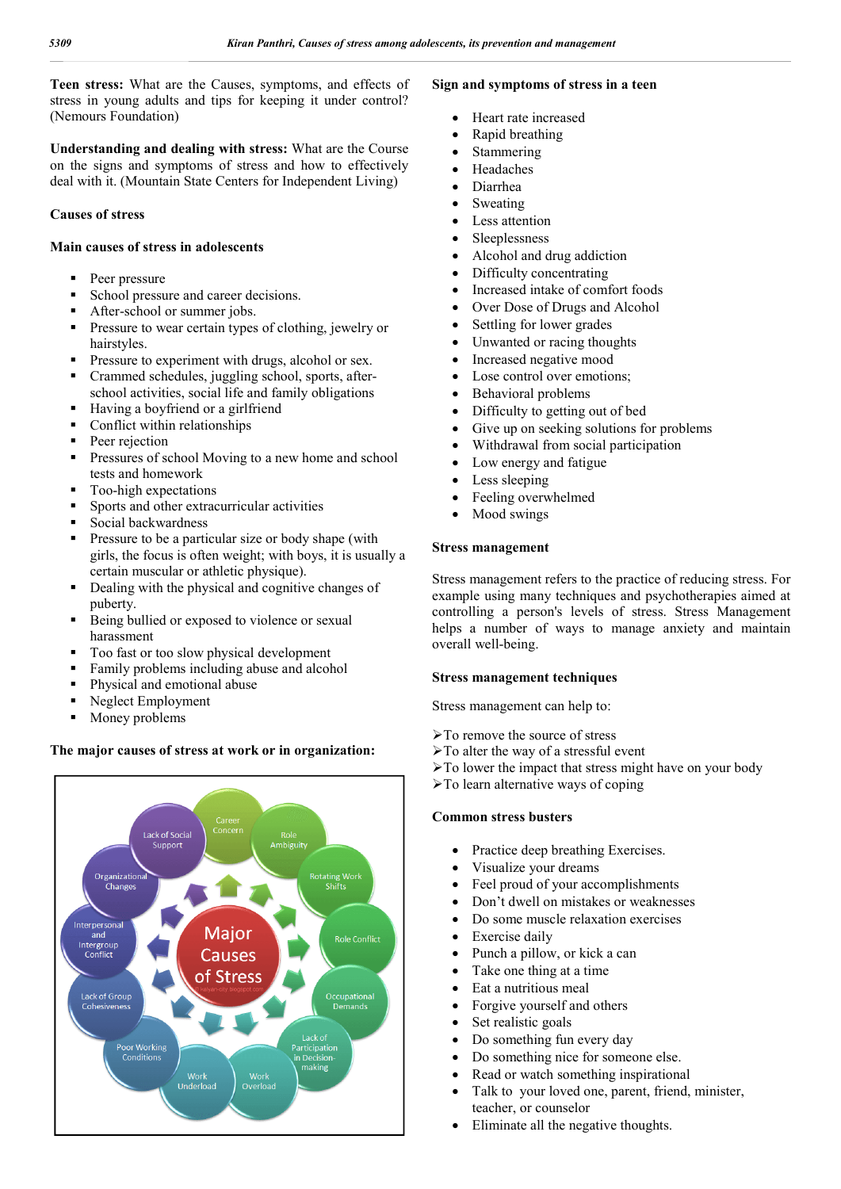**Teen stress:** What are the Causes, symptoms, and effects of stress in young adults and tips for keeping it under control? (Nemours Foundation)

**Understanding and dealing with stress:** What are the Course on the signs and symptoms of stress and how to effectively deal with it. (Mountain State Centers for Independent Living)

### Causes of stress

### Main causes of stress in adolescents

- Peer pressure
- School pressure and career decisions.
- After-school or summer jobs.
- Pressure to wear certain types of clothing, jewelry or hairstyles.
- Pressure to experiment with drugs, alcohol or sex.
- Crammed schedules, juggling school, sports, after-school activities, social life and family obligations
- Having a boyfriend or a girlfriend
- Conflict within relationships
- Peer rejection
- Pressures of school Moving to a new home and school tests and homework
- Too-high expectations
- Sports and other extracurricular activities
- Social backwardness
- Pressure to be a particular size or body shape (with girls, the focus is often weight; with boys, it is usually a certain muscular or athletic physique).
- Dealing with the physical and cognitive changes of puberty.
- Being bullied or exposed to violence or sexual harassment
- Too fast or too slow physical development
- Family problems including abuse and alcohol
- Physical and emotional abuse
- Neglect Employment
- Money problems

### The major causes of stress at work or in organization:

Major Causes of Stress: Career Concern, Role Ambiguity, Rotating Work Shifts, Role Conflict, Occupational Demands, Lack of Participation in Decision-making, Work Overload, Work Underload, Poor Working Conditions, Lack of Group Cohesiveness, Interpersonal and Intergroup Conflict, Organizational Changes, Lack of Social Support

### Sign and symptoms of stress in a teen

- Heart rate increased
- Rapid breathing
- Stammering
- Headaches
- Diarrhea
- Sweating
- Less attention
- Sleeplessness
- Alcohol and drug addiction
- Difficulty concentrating
- Increased intake of comfort foods
- Over Dose of Drugs and Alcohol
- Settling for lower grades
- Unwanted or racing thoughts
- Increased negative mood
- Lose control over emotions;
- Behavioral problems
- Difficulty to getting out of bed
- Give up on seeking solutions for problems
- Withdrawal from social participation
- Low energy and fatigue
- Less sleeping
- Feeling overwhelmed
- Mood swings

### Stress management

Stress management refers to the practice of reducing stress. For example using many techniques and psychotherapies aimed at controlling a person's levels of stress. Stress Management helps a number of ways to manage anxiety and maintain overall well-being.

### Stress management techniques

Stress management can help to:

➢To remove the source of stress
➢To alter the way of a stressful event
➢To lower the impact that stress might have on your body
➢To learn alternative ways of coping

### Common stress busters

- Practice deep breathing Exercises.
- Visualize your dreams
- Feel proud of your accomplishments
- Don't dwell on mistakes or weaknesses
- Do some muscle relaxation exercises
- Exercise daily
- Punch a pillow, or kick a can
- Take one thing at a time
- Eat a nutritious meal
- Forgive yourself and others
- Set realistic goals
- Do something fun every day
- Do something nice for someone else.
- Read or watch something inspirational
- Talk to your loved one, parent, friend, minister, teacher, or counselor
- Eliminate all the negative thoughts.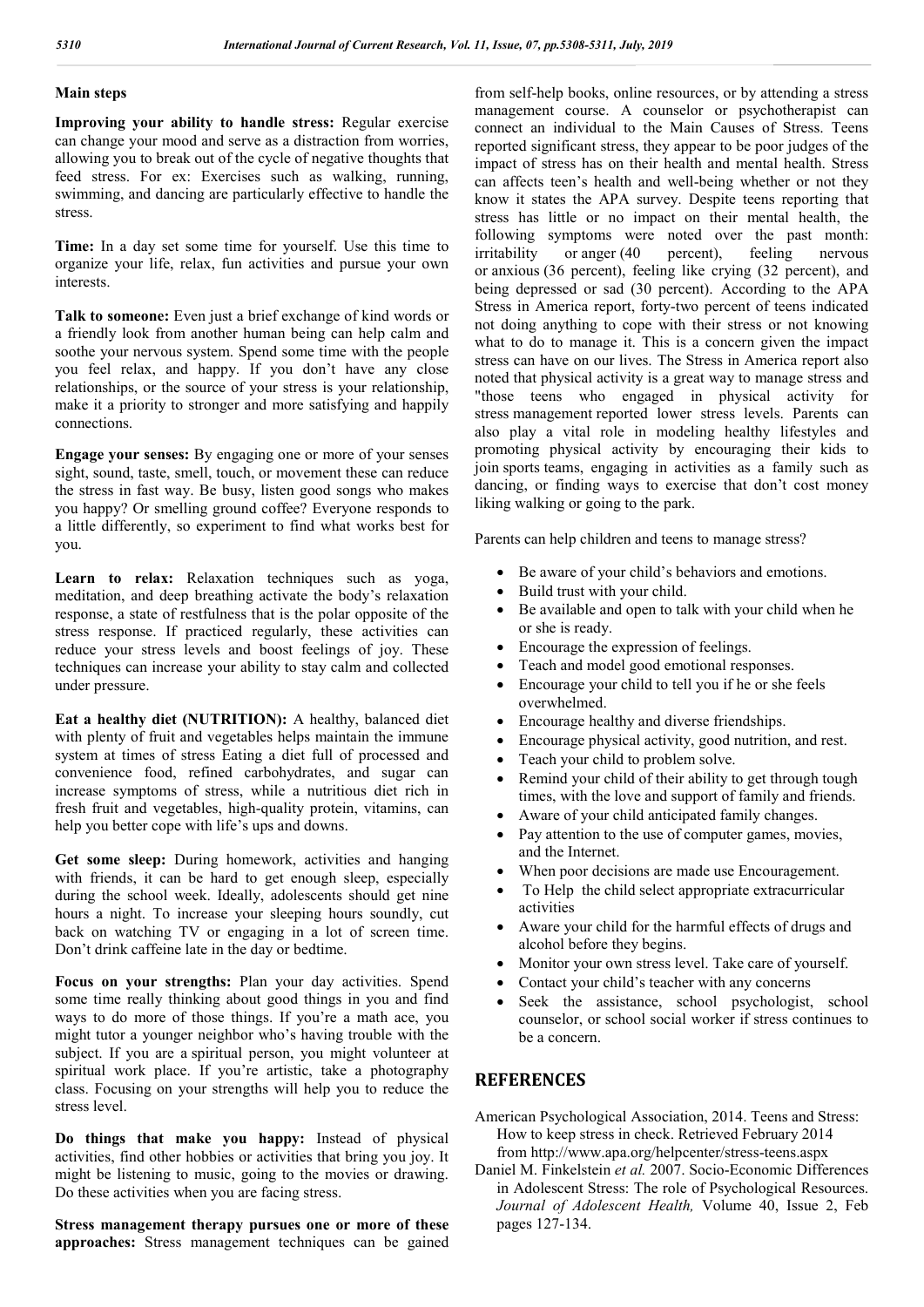**Main steps**

**Improving your ability to handle stress:** Regular exercise can change your mood and serve as a distraction from worries, allowing you to break out of the cycle of negative thoughts that feed stress. For ex: Exercises such as walking, running, swimming, and dancing are particularly effective to handle the stress.

**Time:** In a day set some time for yourself. Use this time to organize your life, relax, fun activities and pursue your own interests.

**Talk to someone:** Even just a brief exchange of kind words or a friendly look from another human being can help calm and soothe your nervous system. Spend some time with the people you feel relax, and happy. If you don't have any close relationships, or the source of your stress is your relationship, make it a priority to stronger and more satisfying and happily connections.

**Engage your senses:** By engaging one or more of your senses sight, sound, taste, smell, touch, or movement these can reduce the stress in fast way. Be busy, listen good songs who makes you happy? Or smelling ground coffee? Everyone responds to a little differently, so experiment to find what works best for you.

**Learn to relax:** Relaxation techniques such as yoga, meditation, and deep breathing activate the body's relaxation response, a state of restfulness that is the polar opposite of the stress response. If practiced regularly, these activities can reduce your stress levels and boost feelings of joy. These techniques can increase your ability to stay calm and collected under pressure.

**Eat a healthy diet (NUTRITION):** A healthy, balanced diet with plenty of fruit and vegetables helps maintain the immune system at times of stress Eating a diet full of processed and convenience food, refined carbohydrates, and sugar can increase symptoms of stress, while a nutritious diet rich in fresh fruit and vegetables, high-quality protein, vitamins, can help you better cope with life's ups and downs.

**Get some sleep:** During homework, activities and hanging with friends, it can be hard to get enough sleep, especially during the school week. Ideally, adolescents should get nine hours a night. To increase your sleeping hours soundly, cut back on watching TV or engaging in a lot of screen time. Don't drink caffeine late in the day or bedtime.

**Focus on your strengths:** Plan your day activities. Spend some time really thinking about good things in you and find ways to do more of those things. If you're a math ace, you might tutor a younger neighbor who's having trouble with the subject. If you are a spiritual person, you might volunteer at spiritual work place. If you're artistic, take a photography class. Focusing on your strengths will help you to reduce the stress level.

**Do things that make you happy:** Instead of physical activities, find other hobbies or activities that bring you joy. It might be listening to music, going to the movies or drawing. Do these activities when you are facing stress.

**Stress management therapy pursues one or more of these approaches:** Stress management techniques can be gained from self-help books, online resources, or by attending a stress management course. A counselor or psychotherapist can connect an individual to the Main Causes of Stress. Teens reported significant stress, they appear to be poor judges of the impact of stress has on their health and mental health. Stress can affects teen's health and well-being whether or not they know it states the APA survey. Despite teens reporting that stress has little or no impact on their mental health, the following symptoms were noted over the past month: irritability or anger (40 percent), feeling nervous or anxious (36 percent), feeling like crying (32 percent), and being depressed or sad (30 percent). According to the APA Stress in America report, forty-two percent of teens indicated not doing anything to cope with their stress or not knowing what to do to manage it. This is a concern given the impact stress can have on our lives. The Stress in America report also noted that physical activity is a great way to manage stress and "those teens who engaged in physical activity for stress management reported lower stress levels. Parents can also play a vital role in modeling healthy lifestyles and promoting physical activity by encouraging their kids to join sports teams, engaging in activities as a family such as dancing, or finding ways to exercise that don't cost money liking walking or going to the park.

Parents can help children and teens to manage stress?

- Be aware of your child's behaviors and emotions.
- Build trust with your child.
- Be available and open to talk with your child when he or she is ready.
- Encourage the expression of feelings.
- Teach and model good emotional responses.
- Encourage your child to tell you if he or she feels overwhelmed.
- Encourage healthy and diverse friendships.
- Encourage physical activity, good nutrition, and rest.
- Teach your child to problem solve.
- Remind your child of their ability to get through tough times, with the love and support of family and friends.
- Aware of your child anticipated family changes.
- Pay attention to the use of computer games, movies, and the Internet.
- When poor decisions are made use Encouragement.
- To Help the child select appropriate extracurricular activities
- Aware your child for the harmful effects of drugs and alcohol before they begins.
- Monitor your own stress level. Take care of yourself.
- Contact your child's teacher with any concerns
- Seek the assistance, school psychologist, school counselor, or school social worker if stress continues to be a concern.

## REFERENCES

American Psychological Association, 2014. Teens and Stress: How to keep stress in check. Retrieved February 2014 from http://www.apa.org/helpcenter/stress-teens.aspx

Daniel M. Finkelstein *et al.* 2007. Socio-Economic Differences in Adolescent Stress: The role of Psychological Resources. *Journal of Adolescent Health,* Volume 40, Issue 2, Feb pages 127-134.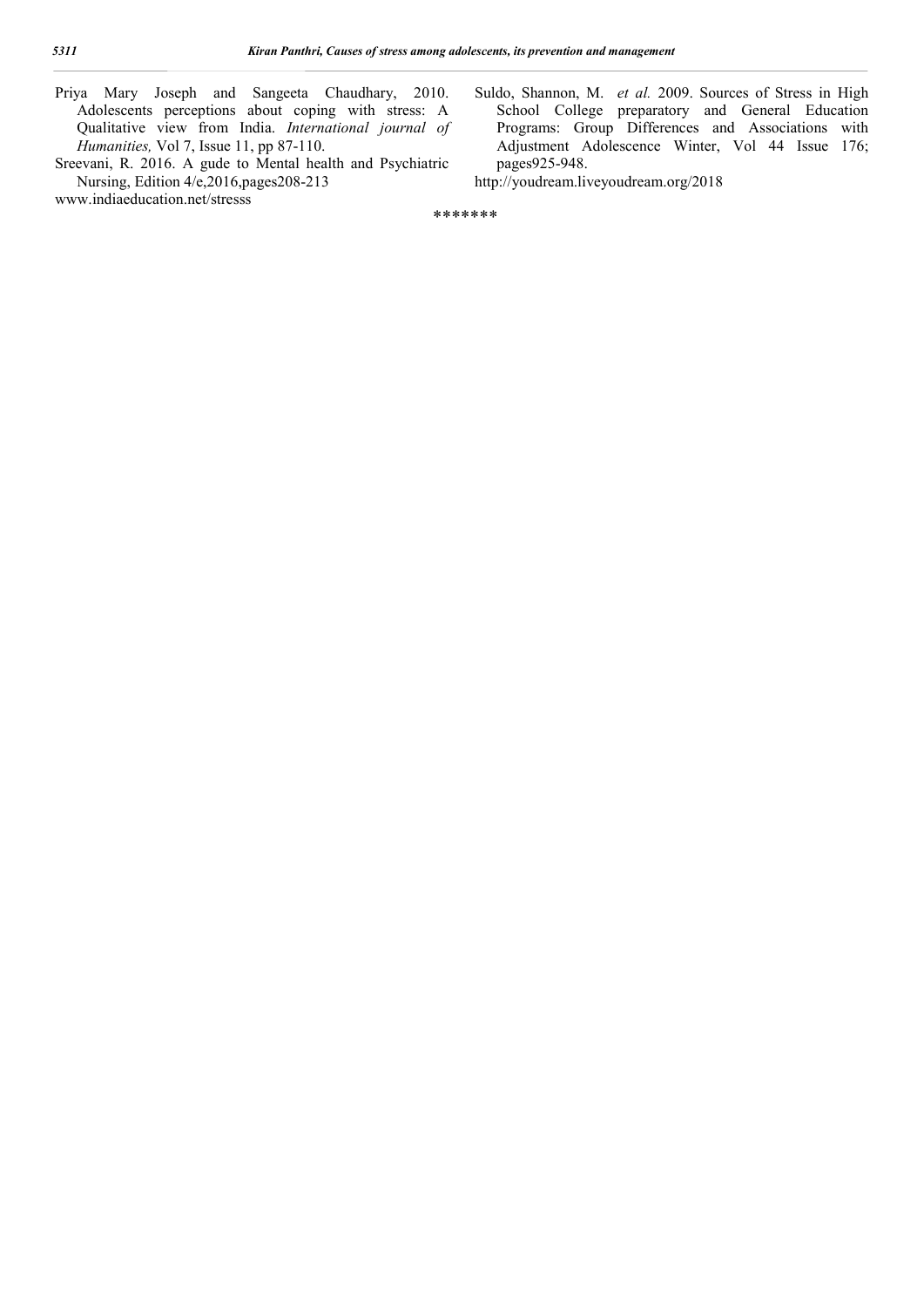Priya Mary Joseph and Sangeeta Chaudhary, 2010. Adolescents perceptions about coping with stress: A Qualitative view from India. *International journal of Humanities,* Vol 7, Issue 11, pp 87-110.

Sreevani, R. 2016. A gude to Mental health and Psychiatric Nursing, Edition 4/e,2016,pages208-213

www.indiaeducation.net/stresss

Suldo, Shannon, M. *et al.* 2009. Sources of Stress in High School College preparatory and General Education Programs: Group Differences and Associations with Adjustment Adolescence Winter, Vol 44 Issue 176; pages925-948.

http://youdream.liveyoudream.org/2018

*******